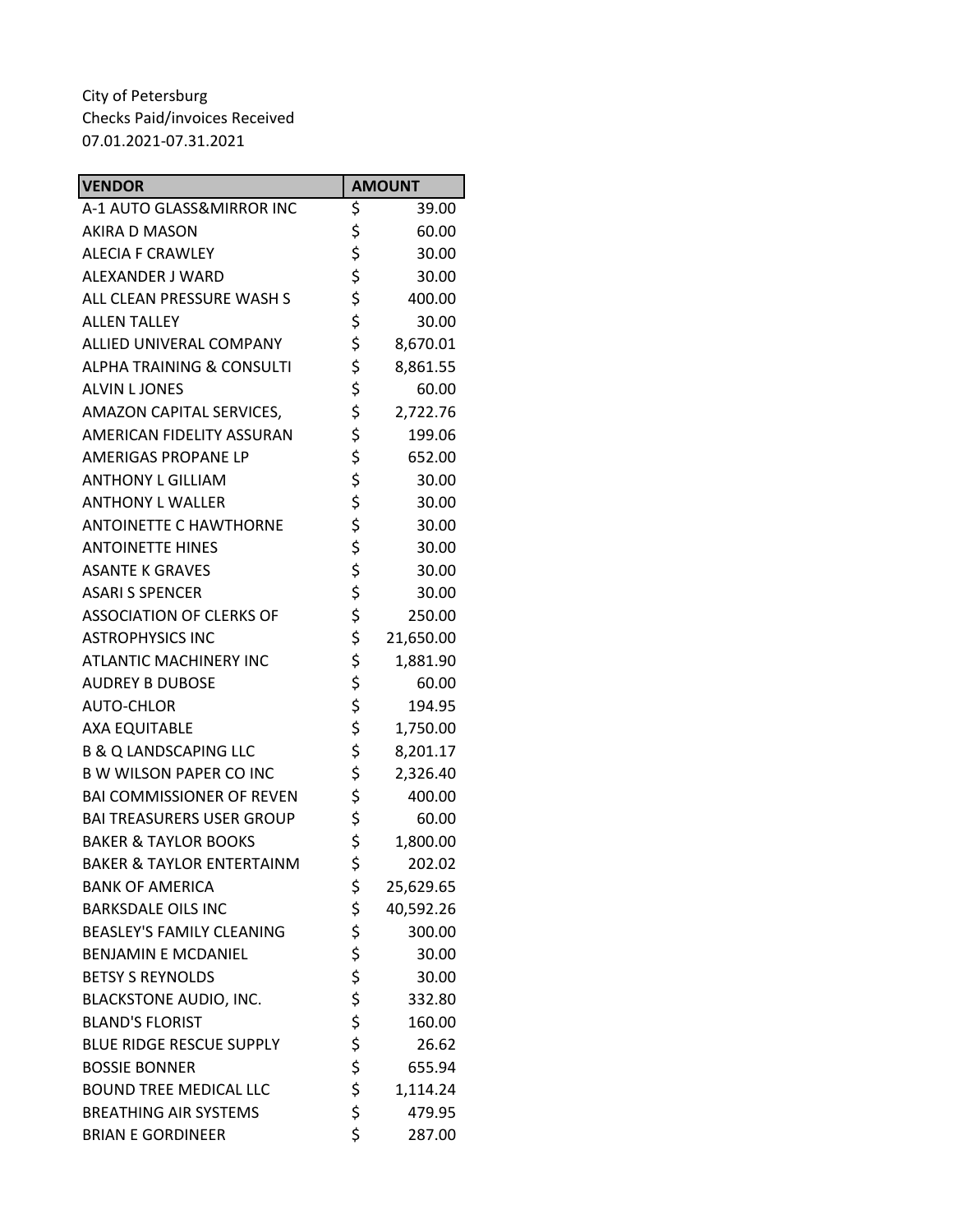City of Petersburg
Checks Paid/invoices Received
07.01.2021-07.31.2021

| VENDOR | AMOUNT |
|---|---|
| A-1 AUTO GLASS&MIRROR INC | $ 39.00 |
| AKIRA D MASON | $ 60.00 |
| ALECIA F CRAWLEY | $ 30.00 |
| ALEXANDER J WARD | $ 30.00 |
| ALL CLEAN PRESSURE WASH S | $ 400.00 |
| ALLEN TALLEY | $ 30.00 |
| ALLIED UNIVERAL COMPANY | $ 8,670.01 |
| ALPHA TRAINING & CONSULTI | $ 8,861.55 |
| ALVIN L JONES | $ 60.00 |
| AMAZON CAPITAL SERVICES, | $ 2,722.76 |
| AMERICAN FIDELITY ASSURAN | $ 199.06 |
| AMERIGAS PROPANE LP | $ 652.00 |
| ANTHONY L GILLIAM | $ 30.00 |
| ANTHONY L WALLER | $ 30.00 |
| ANTOINETTE C HAWTHORNE | $ 30.00 |
| ANTOINETTE HINES | $ 30.00 |
| ASANTE K GRAVES | $ 30.00 |
| ASARI S SPENCER | $ 30.00 |
| ASSOCIATION OF CLERKS OF | $ 250.00 |
| ASTROPHYSICS INC | $ 21,650.00 |
| ATLANTIC MACHINERY INC | $ 1,881.90 |
| AUDREY B DUBOSE | $ 60.00 |
| AUTO-CHLOR | $ 194.95 |
| AXA EQUITABLE | $ 1,750.00 |
| B & Q LANDSCAPING LLC | $ 8,201.17 |
| B W WILSON PAPER CO INC | $ 2,326.40 |
| BAI COMMISSIONER OF REVEN | $ 400.00 |
| BAI TREASURERS USER GROUP | $ 60.00 |
| BAKER & TAYLOR BOOKS | $ 1,800.00 |
| BAKER & TAYLOR ENTERTAINM | $ 202.02 |
| BANK OF AMERICA | $ 25,629.65 |
| BARKSDALE OILS INC | $ 40,592.26 |
| BEASLEY'S FAMILY CLEANING | $ 300.00 |
| BENJAMIN E MCDANIEL | $ 30.00 |
| BETSY S REYNOLDS | $ 30.00 |
| BLACKSTONE AUDIO, INC. | $ 332.80 |
| BLAND'S FLORIST | $ 160.00 |
| BLUE RIDGE RESCUE SUPPLY | $ 26.62 |
| BOSSIE BONNER | $ 655.94 |
| BOUND TREE MEDICAL LLC | $ 1,114.24 |
| BREATHING AIR SYSTEMS | $ 479.95 |
| BRIAN E GORDINEER | $ 287.00 |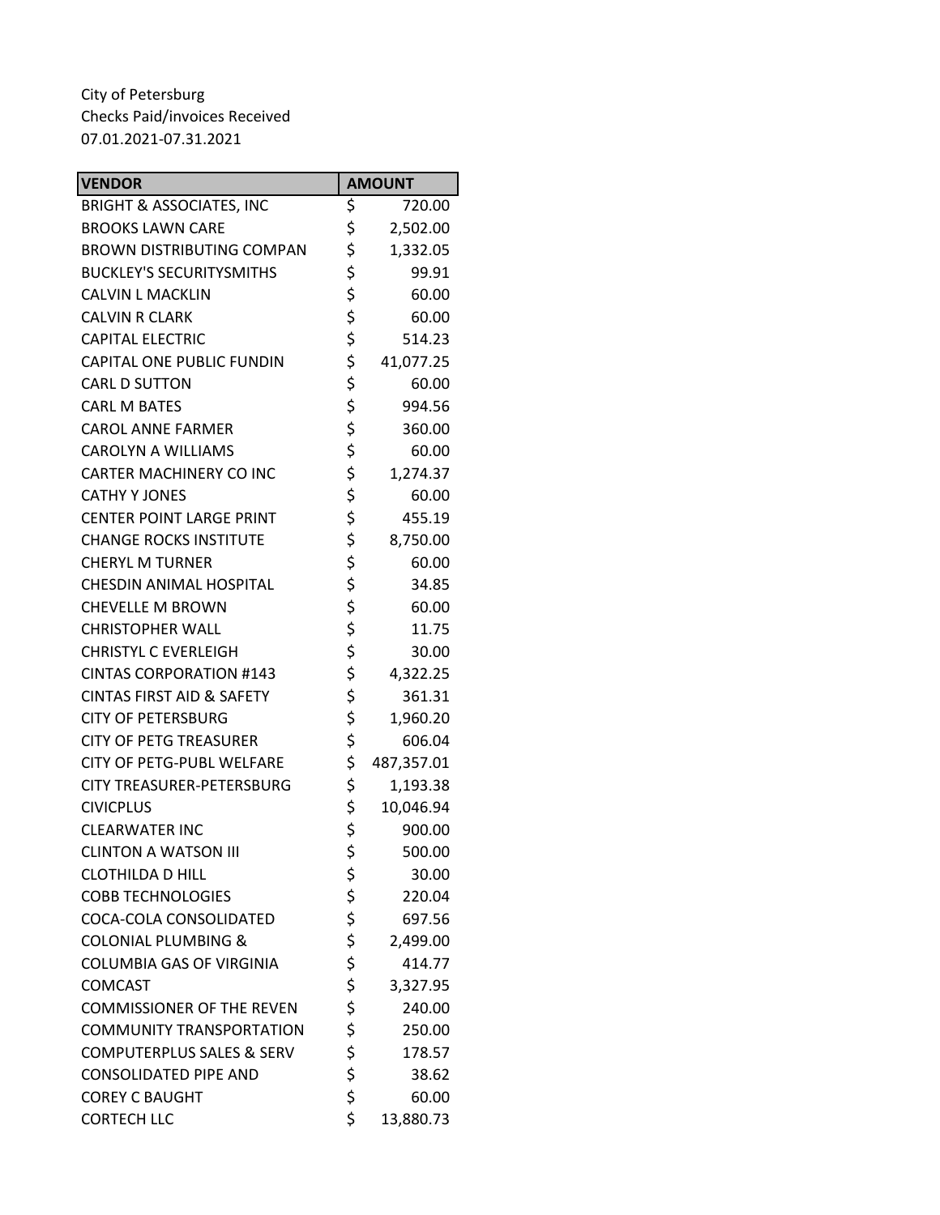City of Petersburg
Checks Paid/invoices Received
07.01.2021-07.31.2021

| VENDOR | AMOUNT |
|---|---|
| BRIGHT & ASSOCIATES, INC | $ 720.00 |
| BROOKS LAWN CARE | $ 2,502.00 |
| BROWN DISTRIBUTING COMPAN | $ 1,332.05 |
| BUCKLEY'S SECURITYSMITHS | $ 99.91 |
| CALVIN L MACKLIN | $ 60.00 |
| CALVIN R CLARK | $ 60.00 |
| CAPITAL ELECTRIC | $ 514.23 |
| CAPITAL ONE PUBLIC FUNDIN | $ 41,077.25 |
| CARL D SUTTON | $ 60.00 |
| CARL M BATES | $ 994.56 |
| CAROL ANNE FARMER | $ 360.00 |
| CAROLYN A WILLIAMS | $ 60.00 |
| CARTER MACHINERY CO INC | $ 1,274.37 |
| CATHY Y JONES | $ 60.00 |
| CENTER POINT LARGE PRINT | $ 455.19 |
| CHANGE ROCKS INSTITUTE | $ 8,750.00 |
| CHERYL M TURNER | $ 60.00 |
| CHESDIN ANIMAL HOSPITAL | $ 34.85 |
| CHEVELLE M BROWN | $ 60.00 |
| CHRISTOPHER WALL | $ 11.75 |
| CHRISTYL C EVERLEIGH | $ 30.00 |
| CINTAS CORPORATION #143 | $ 4,322.25 |
| CINTAS FIRST AID & SAFETY | $ 361.31 |
| CITY OF PETERSBURG | $ 1,960.20 |
| CITY OF PETG TREASURER | $ 606.04 |
| CITY OF PETG-PUBL WELFARE | $ 487,357.01 |
| CITY TREASURER-PETERSBURG | $ 1,193.38 |
| CIVICPLUS | $ 10,046.94 |
| CLEARWATER INC | $ 900.00 |
| CLINTON A WATSON III | $ 500.00 |
| CLOTHILDA D HILL | $ 30.00 |
| COBB TECHNOLOGIES | $ 220.04 |
| COCA-COLA CONSOLIDATED | $ 697.56 |
| COLONIAL PLUMBING & | $ 2,499.00 |
| COLUMBIA GAS OF VIRGINIA | $ 414.77 |
| COMCAST | $ 3,327.95 |
| COMMISSIONER OF THE REVEN | $ 240.00 |
| COMMUNITY TRANSPORTATION | $ 250.00 |
| COMPUTERPLUS SALES & SERV | $ 178.57 |
| CONSOLIDATED PIPE AND | $ 38.62 |
| COREY C BAUGHT | $ 60.00 |
| CORTECH LLC | $ 13,880.73 |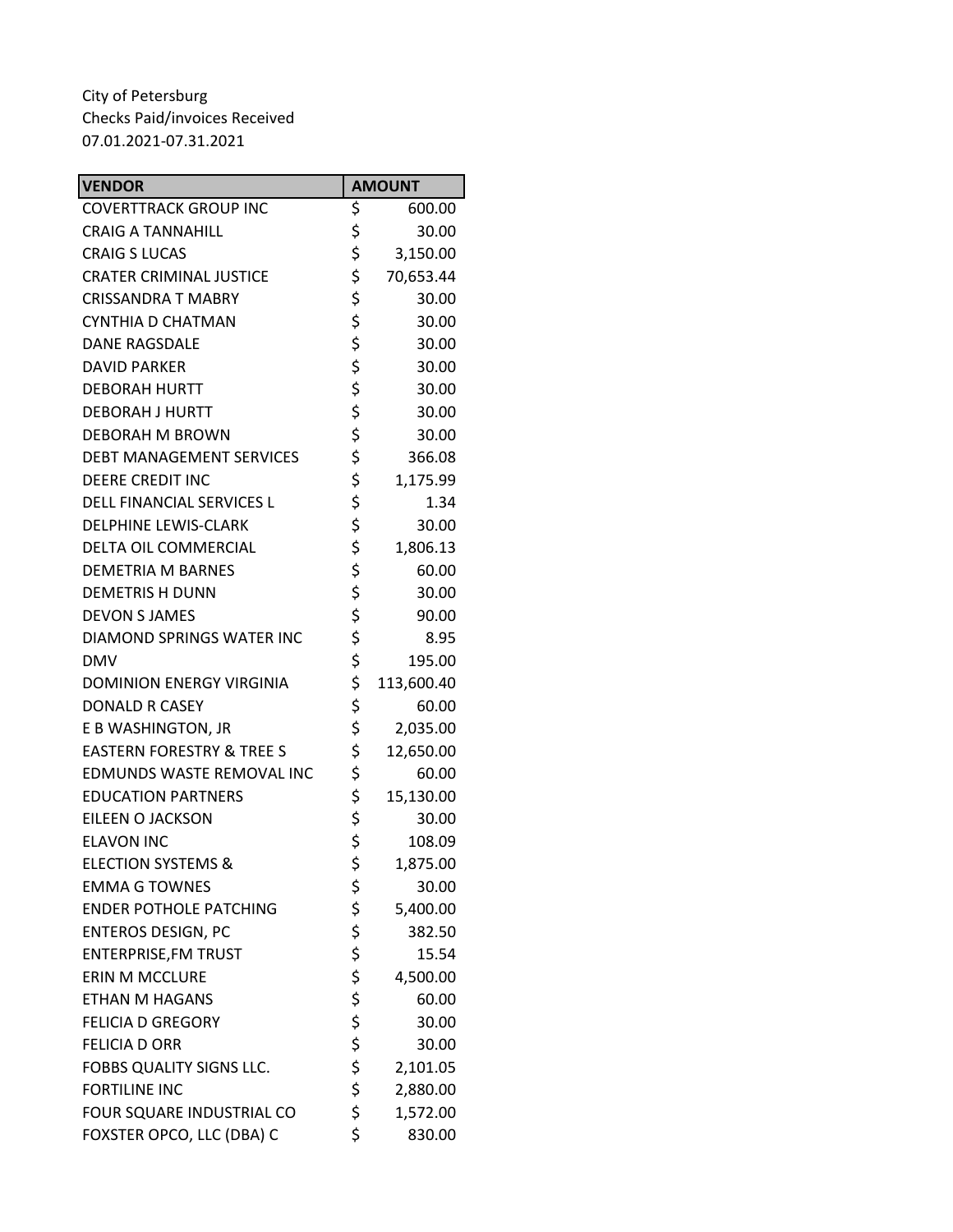City of Petersburg
Checks Paid/invoices Received
07.01.2021-07.31.2021

| VENDOR | AMOUNT |
|---|---|
| COVERTTRACK GROUP INC | $ 600.00 |
| CRAIG A TANNAHILL | $ 30.00 |
| CRAIG S LUCAS | $ 3,150.00 |
| CRATER CRIMINAL JUSTICE | $ 70,653.44 |
| CRISSANDRA T MABRY | $ 30.00 |
| CYNTHIA D CHATMAN | $ 30.00 |
| DANE RAGSDALE | $ 30.00 |
| DAVID PARKER | $ 30.00 |
| DEBORAH HURTT | $ 30.00 |
| DEBORAH J HURTT | $ 30.00 |
| DEBORAH M BROWN | $ 30.00 |
| DEBT MANAGEMENT SERVICES | $ 366.08 |
| DEERE CREDIT INC | $ 1,175.99 |
| DELL FINANCIAL SERVICES L | $ 1.34 |
| DELPHINE LEWIS-CLARK | $ 30.00 |
| DELTA OIL COMMERCIAL | $ 1,806.13 |
| DEMETRIA M BARNES | $ 60.00 |
| DEMETRIS H DUNN | $ 30.00 |
| DEVON S JAMES | $ 90.00 |
| DIAMOND SPRINGS WATER INC | $ 8.95 |
| DMV | $ 195.00 |
| DOMINION ENERGY VIRGINIA | $ 113,600.40 |
| DONALD R CASEY | $ 60.00 |
| E B WASHINGTON, JR | $ 2,035.00 |
| EASTERN FORESTRY & TREE S | $ 12,650.00 |
| EDMUNDS WASTE REMOVAL INC | $ 60.00 |
| EDUCATION PARTNERS | $ 15,130.00 |
| EILEEN O JACKSON | $ 30.00 |
| ELAVON INC | $ 108.09 |
| ELECTION SYSTEMS & | $ 1,875.00 |
| EMMA G TOWNES | $ 30.00 |
| ENDER POTHOLE PATCHING | $ 5,400.00 |
| ENTEROS DESIGN, PC | $ 382.50 |
| ENTERPRISE,FM TRUST | $ 15.54 |
| ERIN M MCCLURE | $ 4,500.00 |
| ETHAN M HAGANS | $ 60.00 |
| FELICIA D GREGORY | $ 30.00 |
| FELICIA D ORR | $ 30.00 |
| FOBBS QUALITY SIGNS LLC. | $ 2,101.05 |
| FORTILINE INC | $ 2,880.00 |
| FOUR SQUARE INDUSTRIAL CO | $ 1,572.00 |
| FOXSTER OPCO, LLC (DBA) C | $ 830.00 |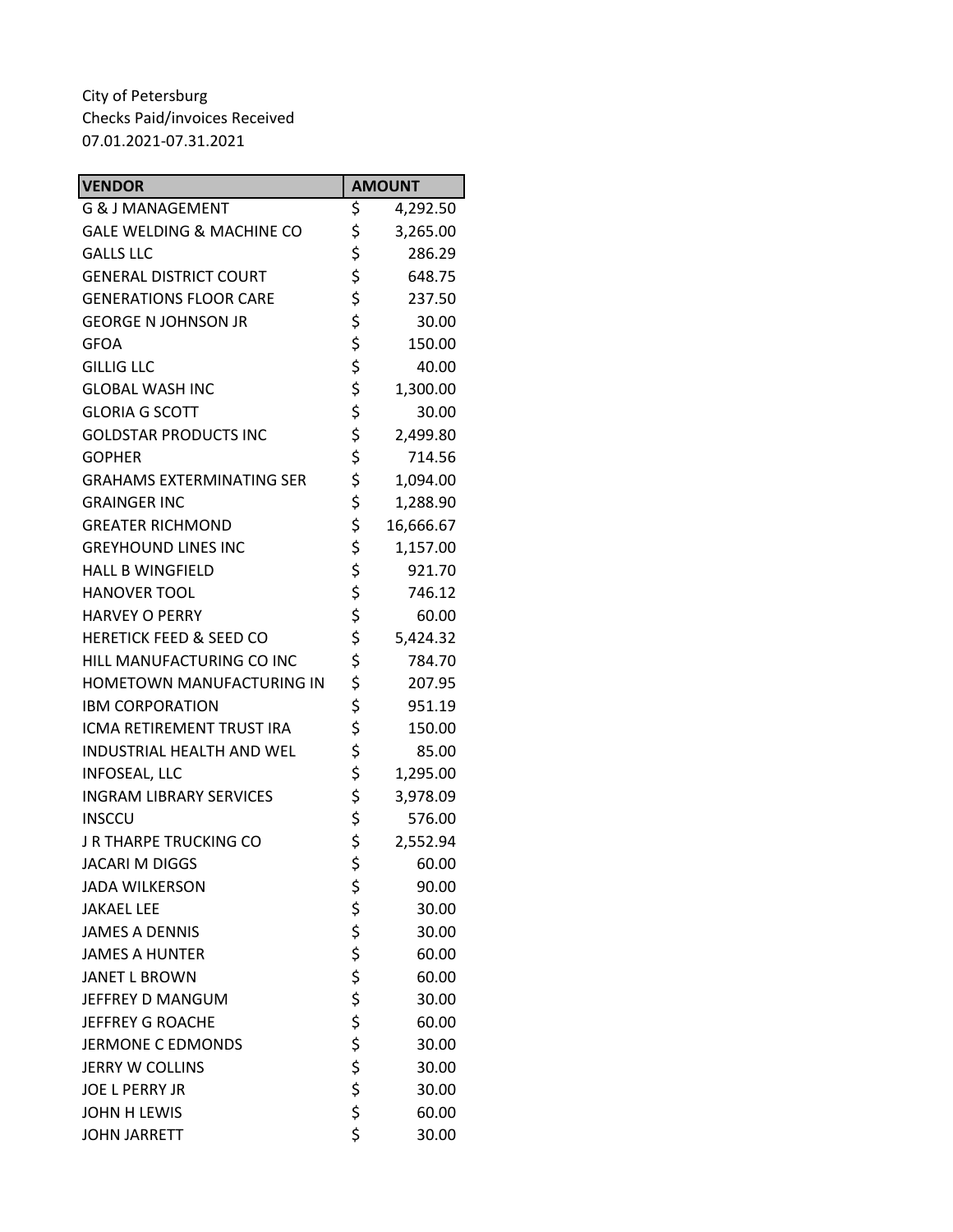City of Petersburg
Checks Paid/invoices Received
07.01.2021-07.31.2021

| VENDOR | AMOUNT |
|---|---|
| G & J MANAGEMENT | $ 4,292.50 |
| GALE WELDING & MACHINE CO | $ 3,265.00 |
| GALLS LLC | $ 286.29 |
| GENERAL DISTRICT COURT | $ 648.75 |
| GENERATIONS FLOOR CARE | $ 237.50 |
| GEORGE N JOHNSON JR | $ 30.00 |
| GFOA | $ 150.00 |
| GILLIG LLC | $ 40.00 |
| GLOBAL WASH INC | $ 1,300.00 |
| GLORIA G SCOTT | $ 30.00 |
| GOLDSTAR PRODUCTS INC | $ 2,499.80 |
| GOPHER | $ 714.56 |
| GRAHAMS EXTERMINATING SER | $ 1,094.00 |
| GRAINGER INC | $ 1,288.90 |
| GREATER RICHMOND | $ 16,666.67 |
| GREYHOUND LINES INC | $ 1,157.00 |
| HALL B WINGFIELD | $ 921.70 |
| HANOVER TOOL | $ 746.12 |
| HARVEY O PERRY | $ 60.00 |
| HERETICK FEED & SEED CO | $ 5,424.32 |
| HILL MANUFACTURING CO INC | $ 784.70 |
| HOMETOWN MANUFACTURING IN | $ 207.95 |
| IBM CORPORATION | $ 951.19 |
| ICMA RETIREMENT TRUST IRA | $ 150.00 |
| INDUSTRIAL HEALTH AND WEL | $ 85.00 |
| INFOSEAL, LLC | $ 1,295.00 |
| INGRAM LIBRARY SERVICES | $ 3,978.09 |
| INSCCU | $ 576.00 |
| J R THARPE TRUCKING CO | $ 2,552.94 |
| JACARI M DIGGS | $ 60.00 |
| JADA WILKERSON | $ 90.00 |
| JAKAEL LEE | $ 30.00 |
| JAMES A DENNIS | $ 30.00 |
| JAMES A HUNTER | $ 60.00 |
| JANET L BROWN | $ 60.00 |
| JEFFREY D MANGUM | $ 30.00 |
| JEFFREY G ROACHE | $ 60.00 |
| JERMONE C EDMONDS | $ 30.00 |
| JERRY W COLLINS | $ 30.00 |
| JOE L PERRY JR | $ 30.00 |
| JOHN H LEWIS | $ 60.00 |
| JOHN JARRETT | $ 30.00 |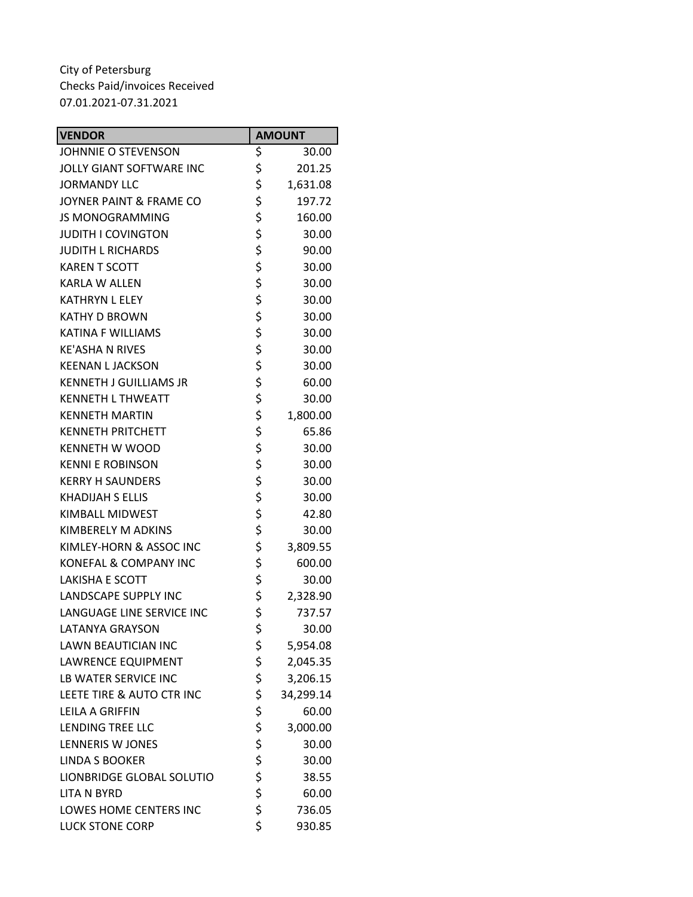City of Petersburg
Checks Paid/invoices Received
07.01.2021-07.31.2021

| VENDOR | AMOUNT |
|---|---|
| JOHNNIE O STEVENSON | $ 30.00 |
| JOLLY GIANT SOFTWARE INC | $ 201.25 |
| JORMANDY LLC | $ 1,631.08 |
| JOYNER PAINT & FRAME CO | $ 197.72 |
| JS MONOGRAMMING | $ 160.00 |
| JUDITH I COVINGTON | $ 30.00 |
| JUDITH L RICHARDS | $ 90.00 |
| KAREN T SCOTT | $ 30.00 |
| KARLA W ALLEN | $ 30.00 |
| KATHRYN L ELEY | $ 30.00 |
| KATHY D BROWN | $ 30.00 |
| KATINA F WILLIAMS | $ 30.00 |
| KE'ASHA N RIVES | $ 30.00 |
| KEENAN L JACKSON | $ 30.00 |
| KENNETH J GUILLIAMS JR | $ 60.00 |
| KENNETH L THWEATT | $ 30.00 |
| KENNETH MARTIN | $ 1,800.00 |
| KENNETH PRITCHETT | $ 65.86 |
| KENNETH W WOOD | $ 30.00 |
| KENNI E ROBINSON | $ 30.00 |
| KERRY H SAUNDERS | $ 30.00 |
| KHADIJAH S ELLIS | $ 30.00 |
| KIMBALL MIDWEST | $ 42.80 |
| KIMBERELY M ADKINS | $ 30.00 |
| KIMLEY-HORN & ASSOC INC | $ 3,809.55 |
| KONEFAL & COMPANY INC | $ 600.00 |
| LAKISHA E SCOTT | $ 30.00 |
| LANDSCAPE SUPPLY INC | $ 2,328.90 |
| LANGUAGE LINE SERVICE INC | $ 737.57 |
| LATANYA GRAYSON | $ 30.00 |
| LAWN BEAUTICIAN INC | $ 5,954.08 |
| LAWRENCE EQUIPMENT | $ 2,045.35 |
| LB WATER SERVICE INC | $ 3,206.15 |
| LEETE TIRE & AUTO CTR INC | $ 34,299.14 |
| LEILA A GRIFFIN | $ 60.00 |
| LENDING TREE LLC | $ 3,000.00 |
| LENNERIS W JONES | $ 30.00 |
| LINDA S BOOKER | $ 30.00 |
| LIONBRIDGE GLOBAL SOLUTIO | $ 38.55 |
| LITA N BYRD | $ 60.00 |
| LOWES HOME CENTERS INC | $ 736.05 |
| LUCK STONE CORP | $ 930.85 |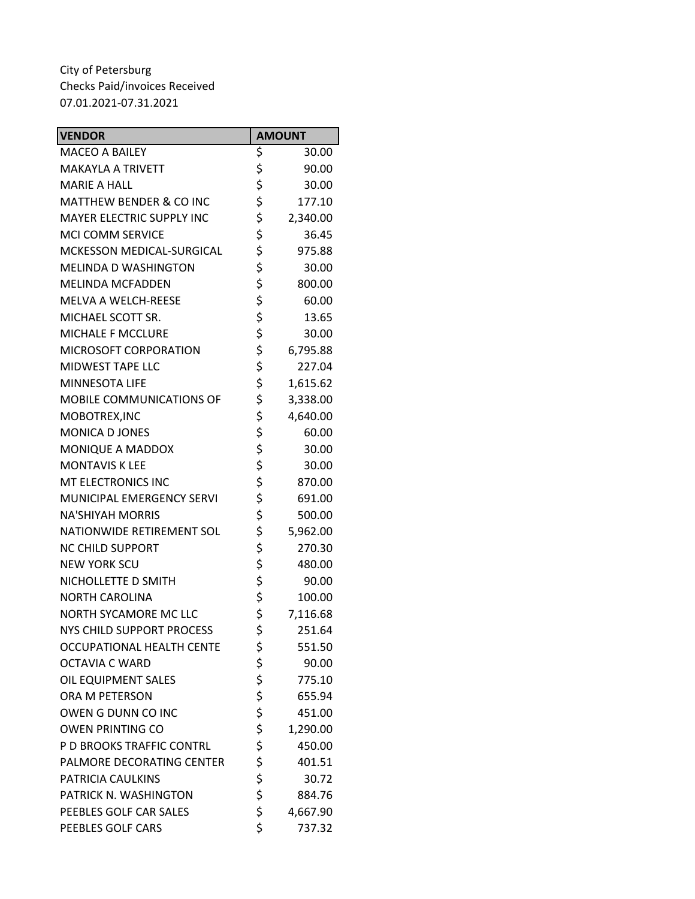City of Petersburg
Checks Paid/invoices Received
07.01.2021-07.31.2021

| VENDOR | AMOUNT |
|---|---|
| MACEO A BAILEY | $ 30.00 |
| MAKAYLA A TRIVETT | $ 90.00 |
| MARIE A HALL | $ 30.00 |
| MATTHEW BENDER & CO INC | $ 177.10 |
| MAYER ELECTRIC SUPPLY INC | $ 2,340.00 |
| MCI COMM SERVICE | $ 36.45 |
| MCKESSON MEDICAL-SURGICAL | $ 975.88 |
| MELINDA D WASHINGTON | $ 30.00 |
| MELINDA MCFADDEN | $ 800.00 |
| MELVA A WELCH-REESE | $ 60.00 |
| MICHAEL SCOTT SR. | $ 13.65 |
| MICHALE F MCCLURE | $ 30.00 |
| MICROSOFT CORPORATION | $ 6,795.88 |
| MIDWEST TAPE LLC | $ 227.04 |
| MINNESOTA LIFE | $ 1,615.62 |
| MOBILE COMMUNICATIONS OF | $ 3,338.00 |
| MOBOTREX,INC | $ 4,640.00 |
| MONICA D JONES | $ 60.00 |
| MONIQUE A MADDOX | $ 30.00 |
| MONTAVIS K LEE | $ 30.00 |
| MT ELECTRONICS INC | $ 870.00 |
| MUNICIPAL EMERGENCY SERVI | $ 691.00 |
| NA'SHIYAH MORRIS | $ 500.00 |
| NATIONWIDE RETIREMENT SOL | $ 5,962.00 |
| NC CHILD SUPPORT | $ 270.30 |
| NEW YORK SCU | $ 480.00 |
| NICHOLLETTE D SMITH | $ 90.00 |
| NORTH CAROLINA | $ 100.00 |
| NORTH SYCAMORE MC LLC | $ 7,116.68 |
| NYS CHILD SUPPORT PROCESS | $ 251.64 |
| OCCUPATIONAL HEALTH CENTE | $ 551.50 |
| OCTAVIA C WARD | $ 90.00 |
| OIL EQUIPMENT SALES | $ 775.10 |
| ORA M PETERSON | $ 655.94 |
| OWEN G DUNN CO INC | $ 451.00 |
| OWEN PRINTING CO | $ 1,290.00 |
| P D BROOKS TRAFFIC CONTRL | $ 450.00 |
| PALMORE DECORATING CENTER | $ 401.51 |
| PATRICIA CAULKINS | $ 30.72 |
| PATRICK N. WASHINGTON | $ 884.76 |
| PEEBLES GOLF CAR SALES | $ 4,667.90 |
| PEEBLES GOLF CARS | $ 737.32 |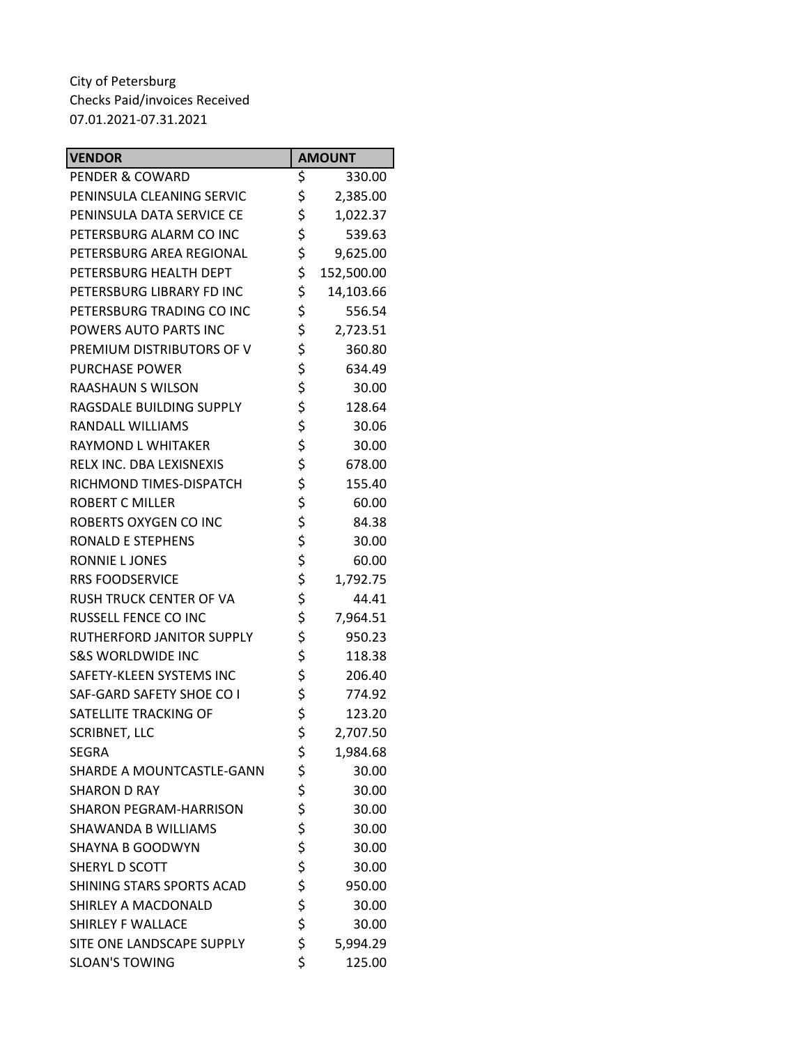City of Petersburg
Checks Paid/invoices Received
07.01.2021-07.31.2021

| VENDOR | AMOUNT |
|---|---|
| PENDER & COWARD | $ 330.00 |
| PENINSULA CLEANING SERVIC | $ 2,385.00 |
| PENINSULA DATA SERVICE CE | $ 1,022.37 |
| PETERSBURG ALARM CO INC | $ 539.63 |
| PETERSBURG AREA REGIONAL | $ 9,625.00 |
| PETERSBURG HEALTH DEPT | $ 152,500.00 |
| PETERSBURG LIBRARY FD INC | $ 14,103.66 |
| PETERSBURG TRADING CO INC | $ 556.54 |
| POWERS AUTO PARTS INC | $ 2,723.51 |
| PREMIUM DISTRIBUTORS OF V | $ 360.80 |
| PURCHASE POWER | $ 634.49 |
| RAASHAUN S WILSON | $ 30.00 |
| RAGSDALE BUILDING SUPPLY | $ 128.64 |
| RANDALL WILLIAMS | $ 30.06 |
| RAYMOND L WHITAKER | $ 30.00 |
| RELX INC. DBA LEXISNEXIS | $ 678.00 |
| RICHMOND TIMES-DISPATCH | $ 155.40 |
| ROBERT C MILLER | $ 60.00 |
| ROBERTS OXYGEN CO INC | $ 84.38 |
| RONALD E STEPHENS | $ 30.00 |
| RONNIE L JONES | $ 60.00 |
| RRS FOODSERVICE | $ 1,792.75 |
| RUSH TRUCK CENTER OF VA | $ 44.41 |
| RUSSELL FENCE CO INC | $ 7,964.51 |
| RUTHERFORD JANITOR SUPPLY | $ 950.23 |
| S&S WORLDWIDE INC | $ 118.38 |
| SAFETY-KLEEN SYSTEMS INC | $ 206.40 |
| SAF-GARD SAFETY SHOE CO I | $ 774.92 |
| SATELLITE TRACKING OF | $ 123.20 |
| SCRIBNET, LLC | $ 2,707.50 |
| SEGRA | $ 1,984.68 |
| SHARDE A MOUNTCASTLE-GANN | $ 30.00 |
| SHARON D RAY | $ 30.00 |
| SHARON PEGRAM-HARRISON | $ 30.00 |
| SHAWANDA B WILLIAMS | $ 30.00 |
| SHAYNA B GOODWYN | $ 30.00 |
| SHERYL D SCOTT | $ 30.00 |
| SHINING STARS SPORTS ACAD | $ 950.00 |
| SHIRLEY A MACDONALD | $ 30.00 |
| SHIRLEY F WALLACE | $ 30.00 |
| SITE ONE LANDSCAPE SUPPLY | $ 5,994.29 |
| SLOAN'S TOWING | $ 125.00 |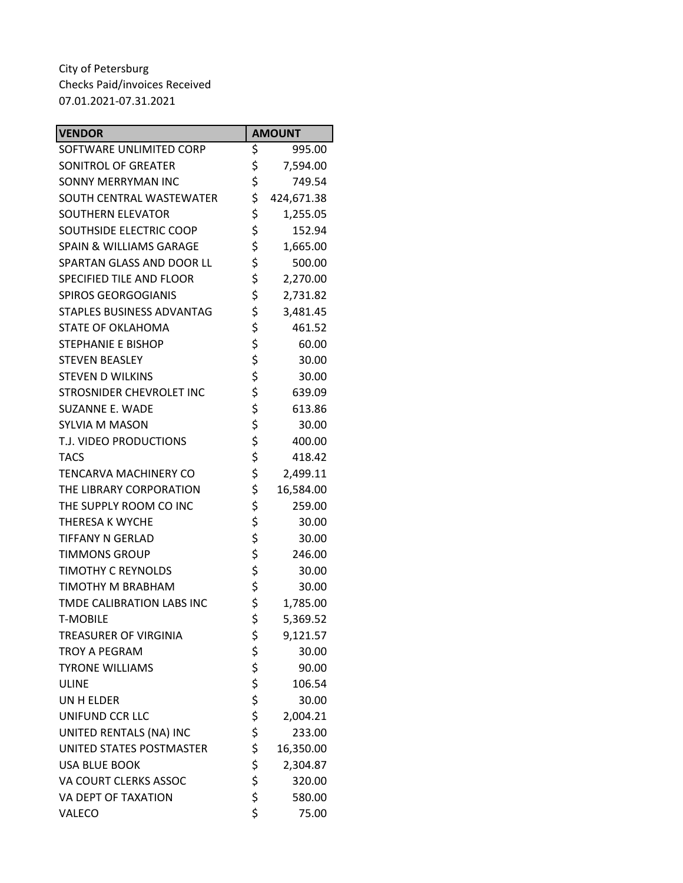City of Petersburg
Checks Paid/invoices Received
07.01.2021-07.31.2021

| VENDOR | AMOUNT |
|---|---|
| SOFTWARE UNLIMITED CORP | $ 995.00 |
| SONITROL OF GREATER | $ 7,594.00 |
| SONNY MERRYMAN INC | $ 749.54 |
| SOUTH CENTRAL WASTEWATER | $ 424,671.38 |
| SOUTHERN ELEVATOR | $ 1,255.05 |
| SOUTHSIDE ELECTRIC COOP | $ 152.94 |
| SPAIN & WILLIAMS GARAGE | $ 1,665.00 |
| SPARTAN GLASS AND DOOR LL | $ 500.00 |
| SPECIFIED TILE AND FLOOR | $ 2,270.00 |
| SPIROS GEORGOGIANIS | $ 2,731.82 |
| STAPLES BUSINESS ADVANTAG | $ 3,481.45 |
| STATE OF OKLAHOMA | $ 461.52 |
| STEPHANIE E BISHOP | $ 60.00 |
| STEVEN BEASLEY | $ 30.00 |
| STEVEN D WILKINS | $ 30.00 |
| STROSNIDER CHEVROLET INC | $ 639.09 |
| SUZANNE E. WADE | $ 613.86 |
| SYLVIA M MASON | $ 30.00 |
| T.J. VIDEO PRODUCTIONS | $ 400.00 |
| TACS | $ 418.42 |
| TENCARVA MACHINERY CO | $ 2,499.11 |
| THE LIBRARY CORPORATION | $ 16,584.00 |
| THE SUPPLY ROOM CO INC | $ 259.00 |
| THERESA K WYCHE | $ 30.00 |
| TIFFANY N GERLAD | $ 30.00 |
| TIMMONS GROUP | $ 246.00 |
| TIMOTHY C REYNOLDS | $ 30.00 |
| TIMOTHY M BRABHAM | $ 30.00 |
| TMDE CALIBRATION LABS INC | $ 1,785.00 |
| T-MOBILE | $ 5,369.52 |
| TREASURER OF VIRGINIA | $ 9,121.57 |
| TROY A PEGRAM | $ 30.00 |
| TYRONE WILLIAMS | $ 90.00 |
| ULINE | $ 106.54 |
| UN H ELDER | $ 30.00 |
| UNIFUND CCR LLC | $ 2,004.21 |
| UNITED RENTALS (NA) INC | $ 233.00 |
| UNITED STATES POSTMASTER | $ 16,350.00 |
| USA BLUE BOOK | $ 2,304.87 |
| VA COURT CLERKS ASSOC | $ 320.00 |
| VA DEPT OF TAXATION | $ 580.00 |
| VALECO | $ 75.00 |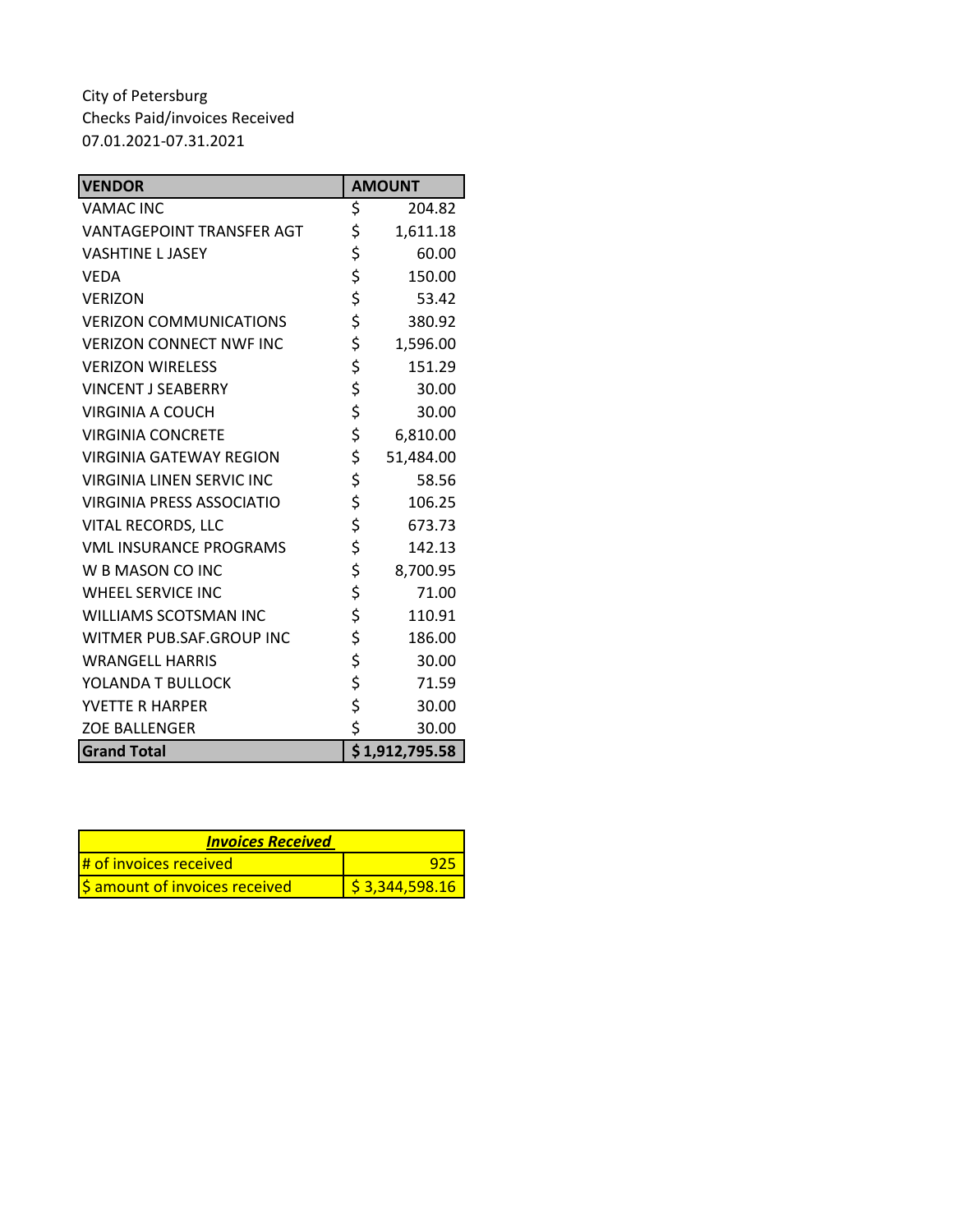City of Petersburg
Checks Paid/invoices Received
07.01.2021-07.31.2021

| VENDOR | AMOUNT |
|---|---|
| VAMAC INC | $ 204.82 |
| VANTAGEPOINT TRANSFER AGT | $ 1,611.18 |
| VASHTINE L JASEY | $ 60.00 |
| VEDA | $ 150.00 |
| VERIZON | $ 53.42 |
| VERIZON COMMUNICATIONS | $ 380.92 |
| VERIZON CONNECT NWF INC | $ 1,596.00 |
| VERIZON WIRELESS | $ 151.29 |
| VINCENT J SEABERRY | $ 30.00 |
| VIRGINIA A COUCH | $ 30.00 |
| VIRGINIA CONCRETE | $ 6,810.00 |
| VIRGINIA GATEWAY REGION | $ 51,484.00 |
| VIRGINIA LINEN SERVIC INC | $ 58.56 |
| VIRGINIA PRESS ASSOCIATIO | $ 106.25 |
| VITAL RECORDS, LLC | $ 673.73 |
| VML INSURANCE PROGRAMS | $ 142.13 |
| W B MASON CO INC | $ 8,700.95 |
| WHEEL SERVICE INC | $ 71.00 |
| WILLIAMS SCOTSMAN INC | $ 110.91 |
| WITMER PUB.SAF.GROUP INC | $ 186.00 |
| WRANGELL HARRIS | $ 30.00 |
| YOLANDA T BULLOCK | $ 71.59 |
| YVETTE R HARPER | $ 30.00 |
| ZOE BALLENGER | $ 30.00 |
| **Grand Total** | **$ 1,912,795.58** |

| ***Invoices Received*** | |
|---|---|
| # of invoices received | 925 |
| $ amount of invoices received | $ 3,344,598.16 |